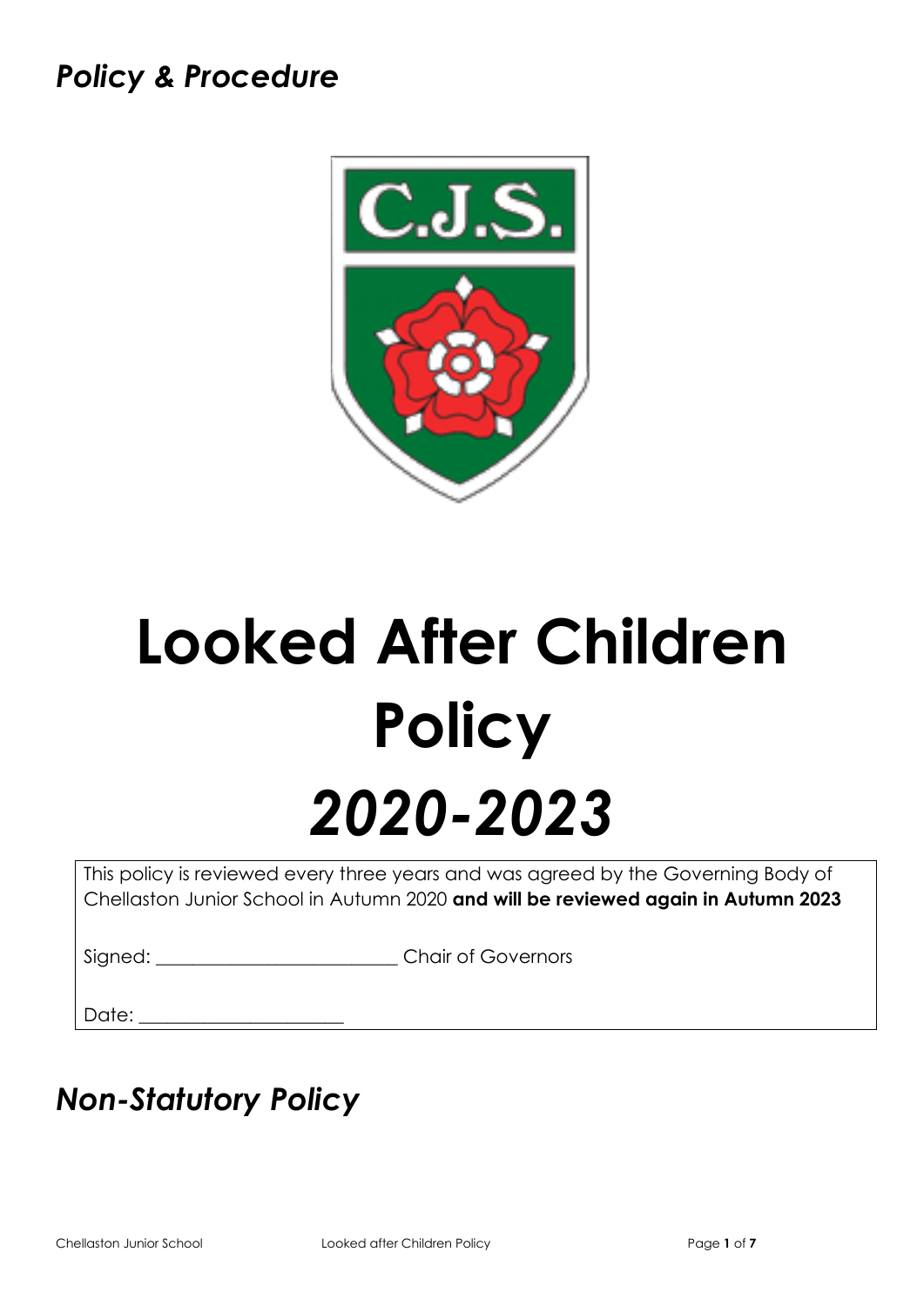*Policy & Procedure*

# Looked After Children Policy

# *2020-2023*

This policy is reviewed every three years and was agreed by the Governing Body of Chellaston Junior School in Autumn 2020 **and will be reviewed again in Autumn 2023**

Signed: _________________________ Chair of Governors

Date: _____________________

## *Non-Statutory Policy*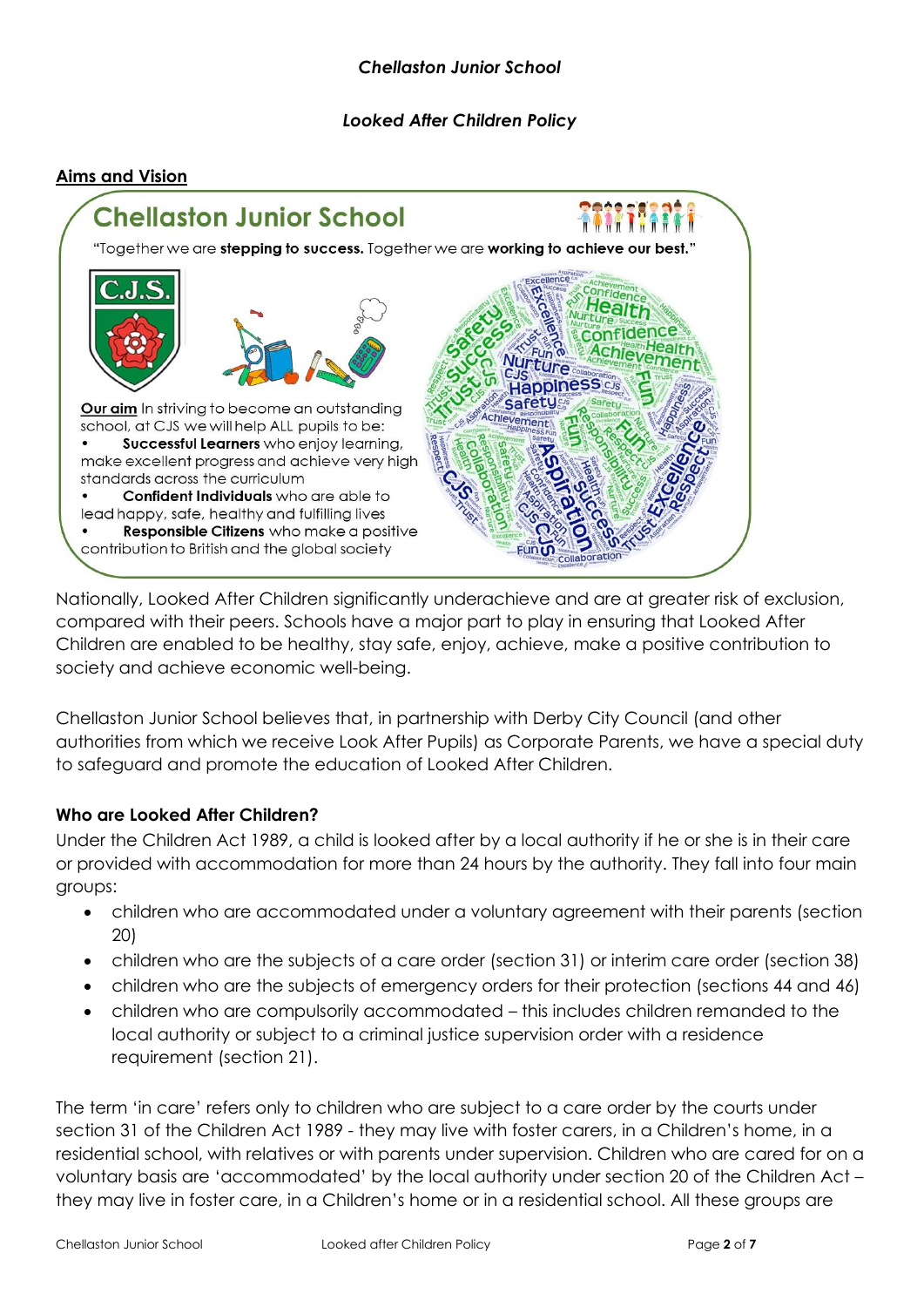*Chellaston Junior School*

*Looked After Children Policy*

## Aims and Vision

**Chellaston Junior School**

"Together we are **stepping to success.** Together we are **working to achieve our best.**"

**Our aim** In striving to become an outstanding school, at CJS we will help ALL pupils to be:

- **Successful Learners** who enjoy learning, make excellent progress and achieve very high standards across the curriculum
- **Confident Individuals** who are able to lead happy, safe, healthy and fulfilling lives
- **Responsible Citizens** who make a positive contribution to British and the global society

Nationally, Looked After Children significantly underachieve and are at greater risk of exclusion, compared with their peers. Schools have a major part to play in ensuring that Looked After Children are enabled to be healthy, stay safe, enjoy, achieve, make a positive contribution to society and achieve economic well-being.

Chellaston Junior School believes that, in partnership with Derby City Council (and other authorities from which we receive Look After Pupils) as Corporate Parents, we have a special duty to safeguard and promote the education of Looked After Children.

### Who are Looked After Children?

Under the Children Act 1989, a child is looked after by a local authority if he or she is in their care or provided with accommodation for more than 24 hours by the authority. They fall into four main groups:

- children who are accommodated under a voluntary agreement with their parents (section 20)
- children who are the subjects of a care order (section 31) or interim care order (section 38)
- children who are the subjects of emergency orders for their protection (sections 44 and 46)
- children who are compulsorily accommodated – this includes children remanded to the local authority or subject to a criminal justice supervision order with a residence requirement (section 21).

The term 'in care' refers only to children who are subject to a care order by the courts under section 31 of the Children Act 1989 - they may live with foster carers, in a Children's home, in a residential school, with relatives or with parents under supervision. Children who are cared for on a voluntary basis are 'accommodated' by the local authority under section 20 of the Children Act – they may live in foster care, in a Children's home or in a residential school. All these groups are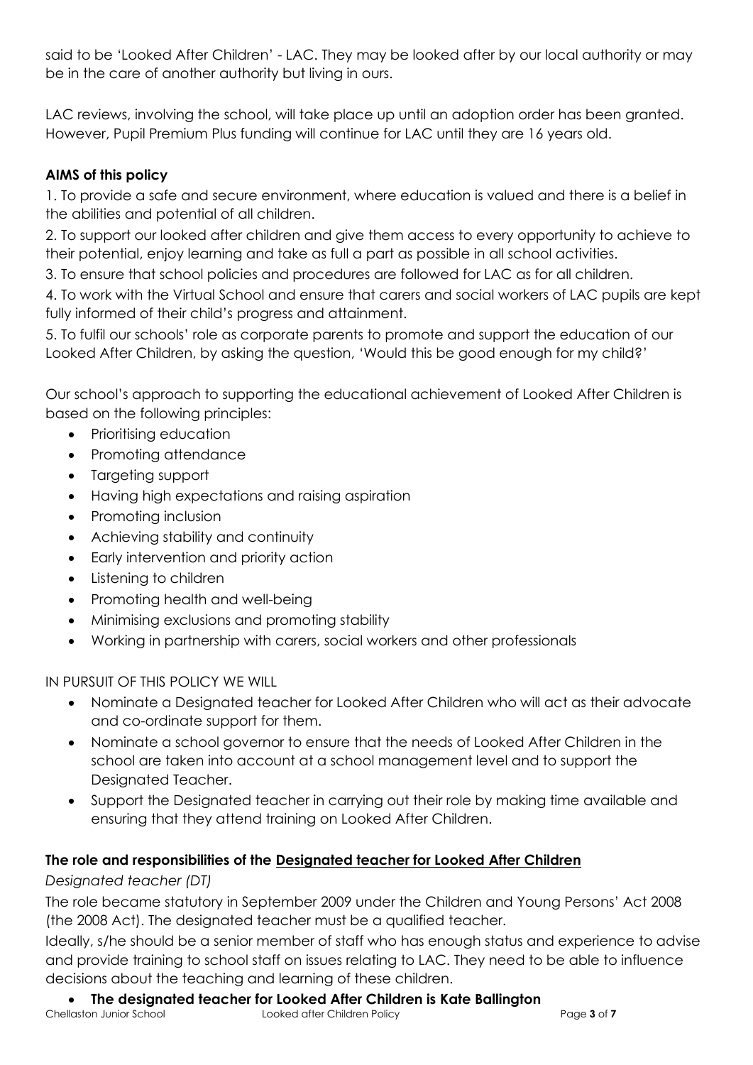said to be 'Looked After Children' - LAC. They may be looked after by our local authority or may be in the care of another authority but living in ours.

LAC reviews, involving the school, will take place up until an adoption order has been granted. However, Pupil Premium Plus funding will continue for LAC until they are 16 years old.

**AIMS of this policy**

1. To provide a safe and secure environment, where education is valued and there is a belief in the abilities and potential of all children.
2. To support our looked after children and give them access to every opportunity to achieve to their potential, enjoy learning and take as full a part as possible in all school activities.
3. To ensure that school policies and procedures are followed for LAC as for all children.
4. To work with the Virtual School and ensure that carers and social workers of LAC pupils are kept fully informed of their child's progress and attainment.
5. To fulfil our schools' role as corporate parents to promote and support the education of our Looked After Children, by asking the question, 'Would this be good enough for my child?'

Our school's approach to supporting the educational achievement of Looked After Children is based on the following principles:

- Prioritising education
- Promoting attendance
- Targeting support
- Having high expectations and raising aspiration
- Promoting inclusion
- Achieving stability and continuity
- Early intervention and priority action
- Listening to children
- Promoting health and well-being
- Minimising exclusions and promoting stability
- Working in partnership with carers, social workers and other professionals

IN PURSUIT OF THIS POLICY WE WILL

- Nominate a Designated teacher for Looked After Children who will act as their advocate and co-ordinate support for them.
- Nominate a school governor to ensure that the needs of Looked After Children in the school are taken into account at a school management level and to support the Designated Teacher.
- Support the Designated teacher in carrying out their role by making time available and ensuring that they attend training on Looked After Children.

**The role and responsibilities of the <u>Designated teacher for Looked After Children</u>**

*Designated teacher (DT)*

The role became statutory in September 2009 under the Children and Young Persons' Act 2008 (the 2008 Act). The designated teacher must be a qualified teacher.

Ideally, s/he should be a senior member of staff who has enough status and experience to advise and provide training to school staff on issues relating to LAC. They need to be able to influence decisions about the teaching and learning of these children.

- **The designated teacher for Looked After Children is Kate Ballington**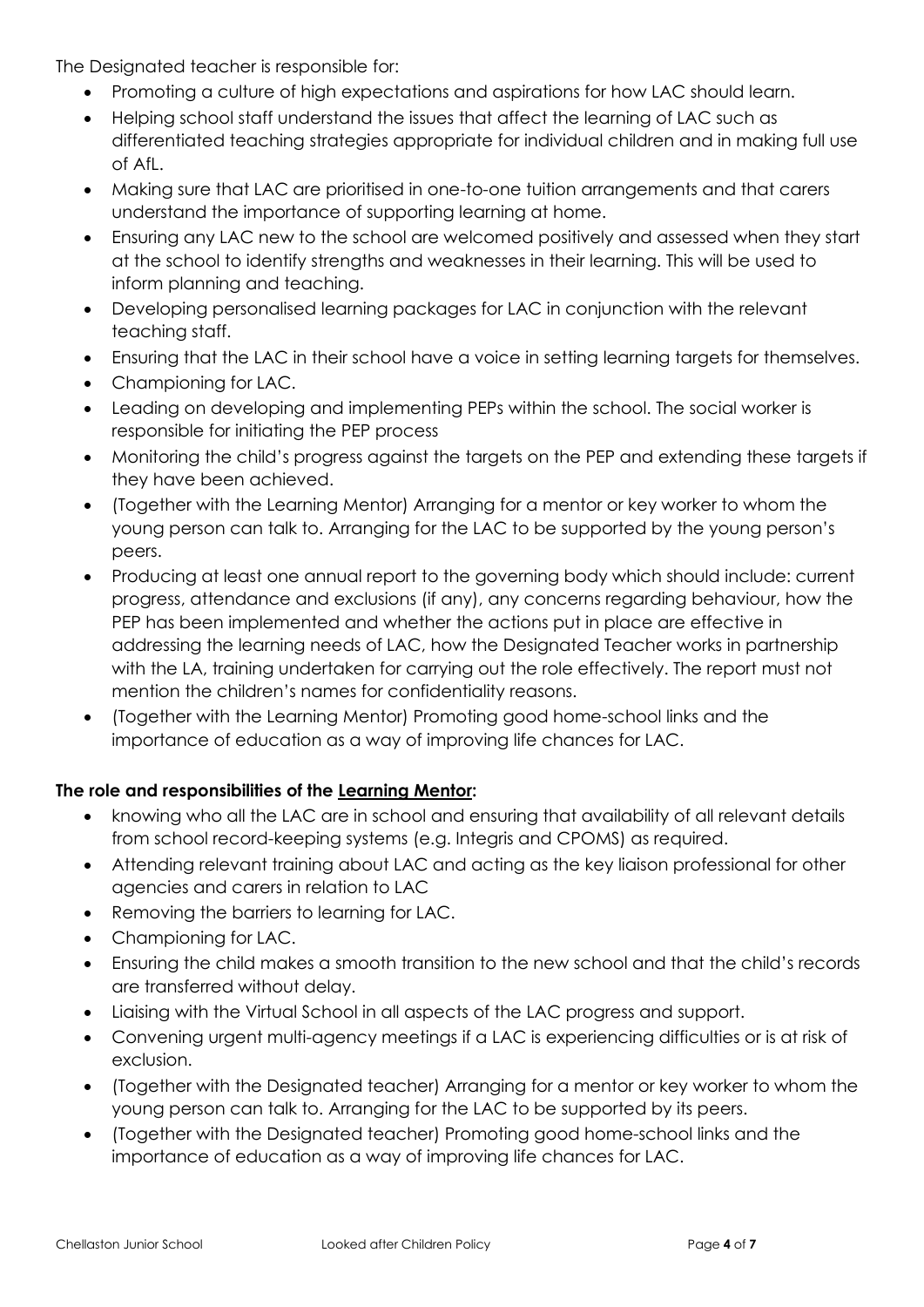The Designated teacher is responsible for:

- Promoting a culture of high expectations and aspirations for how LAC should learn.
- Helping school staff understand the issues that affect the learning of LAC such as differentiated teaching strategies appropriate for individual children and in making full use of AfL.
- Making sure that LAC are prioritised in one-to-one tuition arrangements and that carers understand the importance of supporting learning at home.
- Ensuring any LAC new to the school are welcomed positively and assessed when they start at the school to identify strengths and weaknesses in their learning. This will be used to inform planning and teaching.
- Developing personalised learning packages for LAC in conjunction with the relevant teaching staff.
- Ensuring that the LAC in their school have a voice in setting learning targets for themselves.
- Championing for LAC.
- Leading on developing and implementing PEPs within the school. The social worker is responsible for initiating the PEP process
- Monitoring the child's progress against the targets on the PEP and extending these targets if they have been achieved.
- (Together with the Learning Mentor) Arranging for a mentor or key worker to whom the young person can talk to. Arranging for the LAC to be supported by the young person's peers.
- Producing at least one annual report to the governing body which should include: current progress, attendance and exclusions (if any), any concerns regarding behaviour, how the PEP has been implemented and whether the actions put in place are effective in addressing the learning needs of LAC, how the Designated Teacher works in partnership with the LA, training undertaken for carrying out the role effectively. The report must not mention the children's names for confidentiality reasons.
- (Together with the Learning Mentor) Promoting good home-school links and the importance of education as a way of improving life chances for LAC.

**The role and responsibilities of the <u>Learning Mentor</u>:**

- knowing who all the LAC are in school and ensuring that availability of all relevant details from school record-keeping systems (e.g. Integris and CPOMS) as required.
- Attending relevant training about LAC and acting as the key liaison professional for other agencies and carers in relation to LAC
- Removing the barriers to learning for LAC.
- Championing for LAC.
- Ensuring the child makes a smooth transition to the new school and that the child's records are transferred without delay.
- Liaising with the Virtual School in all aspects of the LAC progress and support.
- Convening urgent multi-agency meetings if a LAC is experiencing difficulties or is at risk of exclusion.
- (Together with the Designated teacher) Arranging for a mentor or key worker to whom the young person can talk to. Arranging for the LAC to be supported by its peers.
- (Together with the Designated teacher) Promoting good home-school links and the importance of education as a way of improving life chances for LAC.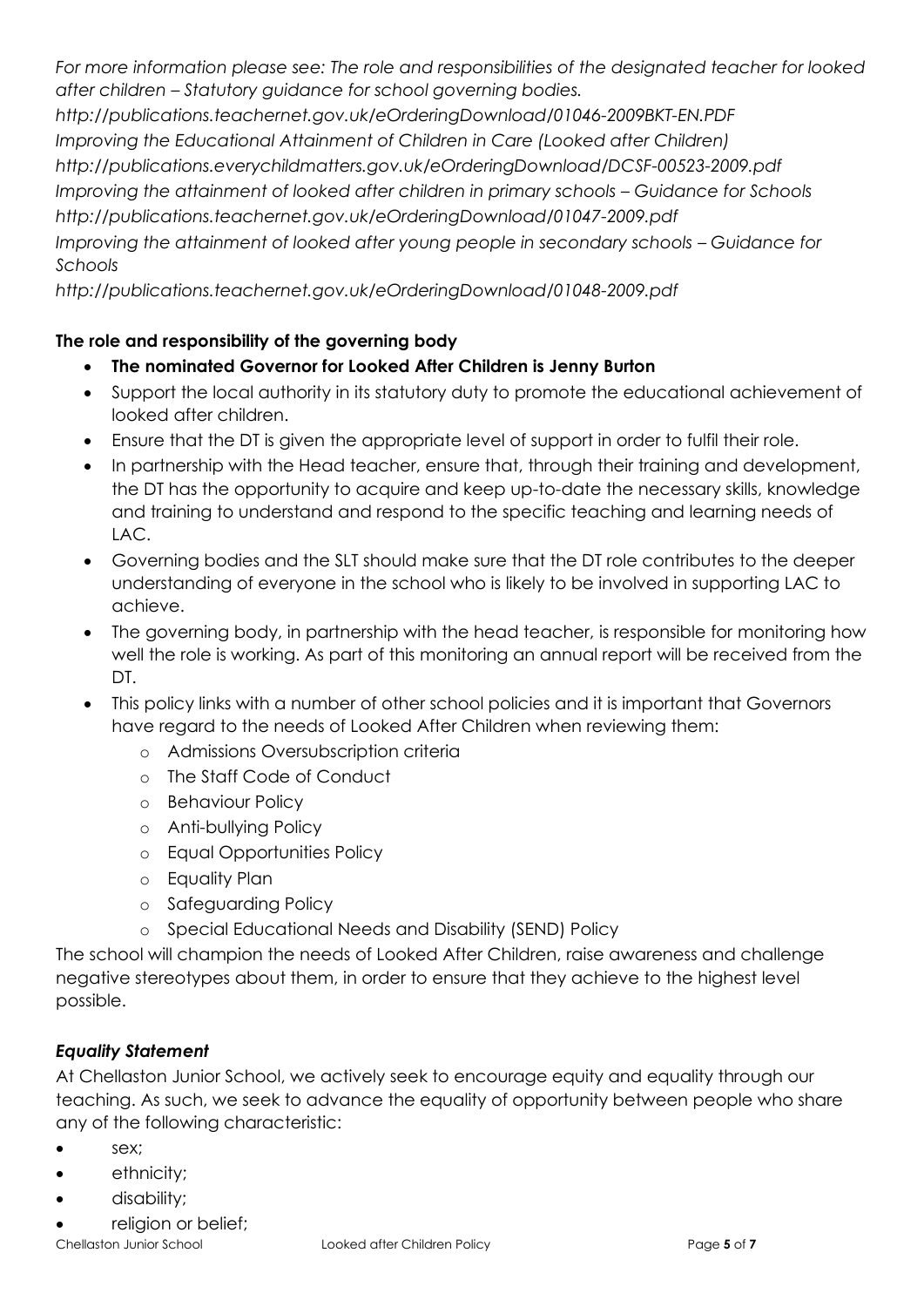*For more information please see: The role and responsibilities of the designated teacher for looked after children – Statutory guidance for school governing bodies.*
*http://publications.teachernet.gov.uk/eOrderingDownload/01046-2009BKT-EN.PDF*
*Improving the Educational Attainment of Children in Care (Looked after Children)*
*http://publications.everychildmatters.gov.uk/eOrderingDownload/DCSF-00523-2009.pdf*
*Improving the attainment of looked after children in primary schools – Guidance for Schools*
*http://publications.teachernet.gov.uk/eOrderingDownload/01047-2009.pdf*
*Improving the attainment of looked after young people in secondary schools – Guidance for Schools*
*http://publications.teachernet.gov.uk/eOrderingDownload/01048-2009.pdf*

**The role and responsibility of the governing body**

- **The nominated Governor for Looked After Children is Jenny Burton**
- Support the local authority in its statutory duty to promote the educational achievement of looked after children.
- Ensure that the DT is given the appropriate level of support in order to fulfil their role.
- In partnership with the Head teacher, ensure that, through their training and development, the DT has the opportunity to acquire and keep up-to-date the necessary skills, knowledge and training to understand and respond to the specific teaching and learning needs of LAC.
- Governing bodies and the SLT should make sure that the DT role contributes to the deeper understanding of everyone in the school who is likely to be involved in supporting LAC to achieve.
- The governing body, in partnership with the head teacher, is responsible for monitoring how well the role is working. As part of this monitoring an annual report will be received from the DT.
- This policy links with a number of other school policies and it is important that Governors have regard to the needs of Looked After Children when reviewing them:
  - Admissions Oversubscription criteria
  - The Staff Code of Conduct
  - Behaviour Policy
  - Anti-bullying Policy
  - Equal Opportunities Policy
  - Equality Plan
  - Safeguarding Policy
  - Special Educational Needs and Disability (SEND) Policy

The school will champion the needs of Looked After Children, raise awareness and challenge negative stereotypes about them, in order to ensure that they achieve to the highest level possible.

***Equality Statement***

At Chellaston Junior School, we actively seek to encourage equity and equality through our teaching. As such, we seek to advance the equality of opportunity between people who share any of the following characteristic:

- sex;
- ethnicity;
- disability;
- religion or belief;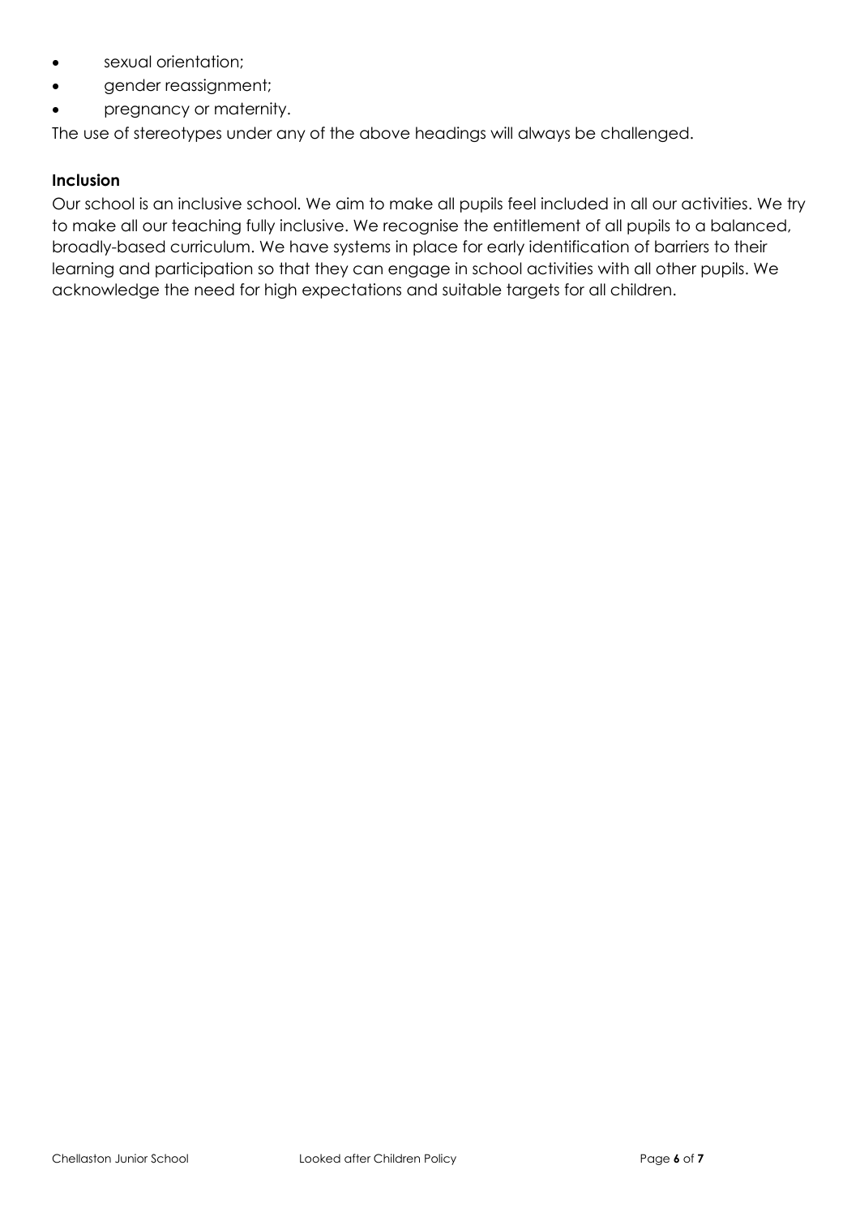- sexual orientation;
- gender reassignment;
- pregnancy or maternity.

The use of stereotypes under any of the above headings will always be challenged.

**Inclusion**

Our school is an inclusive school. We aim to make all pupils feel included in all our activities. We try to make all our teaching fully inclusive. We recognise the entitlement of all pupils to a balanced, broadly-based curriculum. We have systems in place for early identification of barriers to their learning and participation so that they can engage in school activities with all other pupils. We acknowledge the need for high expectations and suitable targets for all children.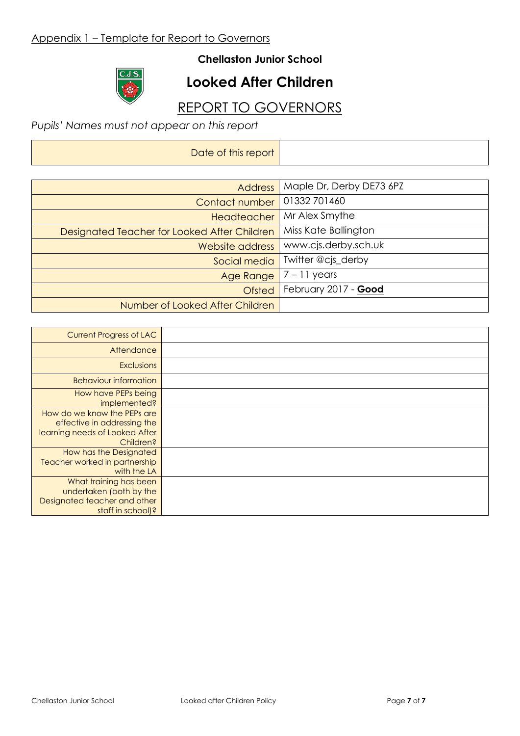Appendix 1 – Template for Report to Governors

**Chellaston Junior School**

# Looked After Children

## REPORT TO GOVERNORS

*Pupils' Names must not appear on this report*

| | |
|---|---|
| Date of this report | |

| | |
|---|---|
| Address | Maple Dr, Derby DE73 6PZ |
| Contact number | 01332 701460 |
| Headteacher | Mr Alex Smythe |
| Designated Teacher for Looked After Children | Miss Kate Ballington |
| Website address | www.cjs.derby.sch.uk |
| Social media | Twitter @cjs_derby |
| Age Range | 7 – 11 years |
| Ofsted | February 2017 - **Good** |
| Number of Looked After Children | |

| | |
|---|---|
| Current Progress of LAC | |
| Attendance | |
| Exclusions | |
| Behaviour information | |
| How have PEPs being implemented? | |
| How do we know the PEPs are effective in addressing the learning needs of Looked After Children? | |
| How has the Designated Teacher worked in partnership with the LA | |
| What training has been undertaken (both by the Designated teacher and other staff in school)? | |